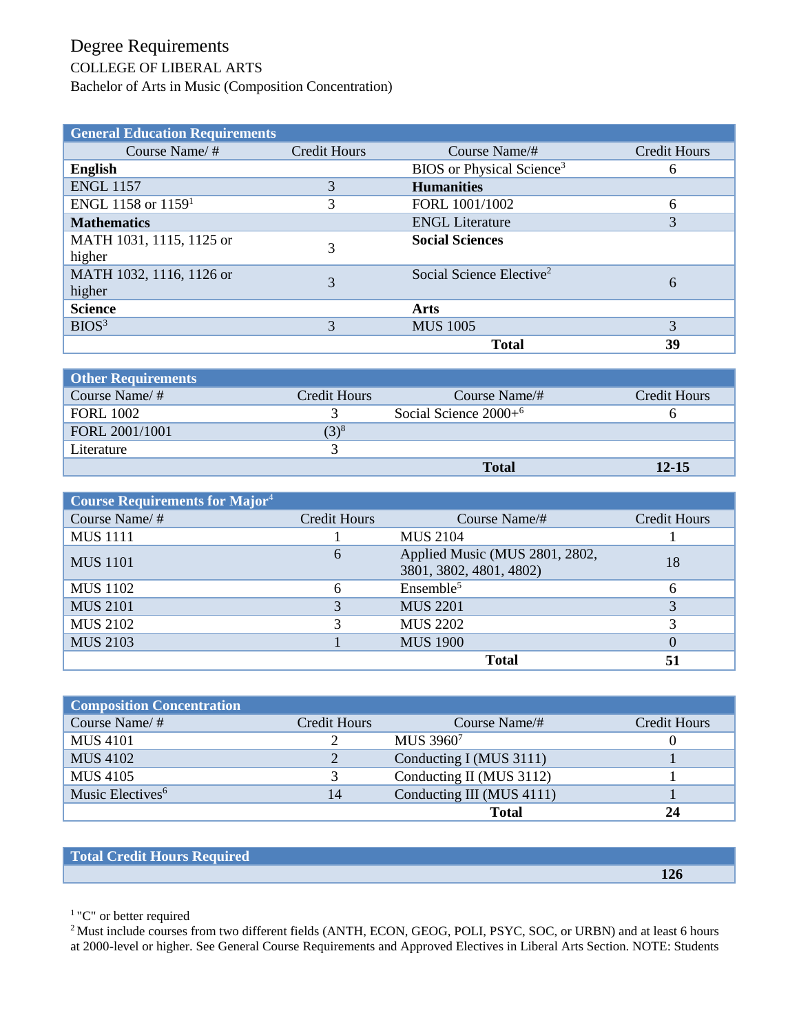# Degree Requirements

COLLEGE OF LIBERAL ARTS

Bachelor of Arts in Music (Composition Concentration)

| General Education Requirements | | | |
|---|---|---|---|
| Course Name/ # | Credit Hours | Course Name/# | Credit Hours |
| **English** | | BIOS or Physical Science[3] | 6 |
| ENGL 1157 | 3 | **Humanities** | |
| ENGL 1158 or 1159[1] | 3 | FORL 1001/1002 | 6 |
| **Mathematics** | | ENGL Literature | 3 |
| MATH 1031, 1115, 1125 or higher | 3 | **Social Sciences** | |
| MATH 1032, 1116, 1126 or higher | 3 | Social Science Elective[2] | 6 |
| **Science** | | **Arts** | |
| BIOS[3] | 3 | MUS 1005 | 3 |
| | | **Total** | **39** |

| Other Requirements | | | |
|---|---|---|---|
| Course Name/ # | Credit Hours | Course Name/# | Credit Hours |
| FORL 1002 | 3 | Social Science 2000+[6] | 6 |
| FORL 2001/1001 | (3)[8] | | |
| Literature | 3 | | |
| | | **Total** | **12-15** |

| Course Requirements for Major[4] | | | |
|---|---|---|---|
| Course Name/ # | Credit Hours | Course Name/# | Credit Hours |
| MUS 1111 | 1 | MUS 2104 | 1 |
| MUS 1101 | 6 | Applied Music (MUS 2801, 2802, 3801, 3802, 4801, 4802) | 18 |
| MUS 1102 | 6 | Ensemble[5] | 6 |
| MUS 2101 | 3 | MUS 2201 | 3 |
| MUS 2102 | 3 | MUS 2202 | 3 |
| MUS 2103 | 1 | MUS 1900 | 0 |
| | | **Total** | **51** |

| Composition Concentration | | | |
|---|---|---|---|
| Course Name/ # | Credit Hours | Course Name/# | Credit Hours |
| MUS 4101 | 2 | MUS 3960[7] | 0 |
| MUS 4102 | 2 | Conducting I (MUS 3111) | 1 |
| MUS 4105 | 3 | Conducting II (MUS 3112) | 1 |
| Music Electives[6] | 14 | Conducting III (MUS 4111) | 1 |
| | | **Total** | **24** |

| Total Credit Hours Required | |
|---|---|
| | **126** |

[1] "C" or better required

[2] Must include courses from two different fields (ANTH, ECON, GEOG, POLI, PSYC, SOC, or URBN) and at least 6 hours at 2000-level or higher. See General Course Requirements and Approved Electives in Liberal Arts Section. NOTE: Students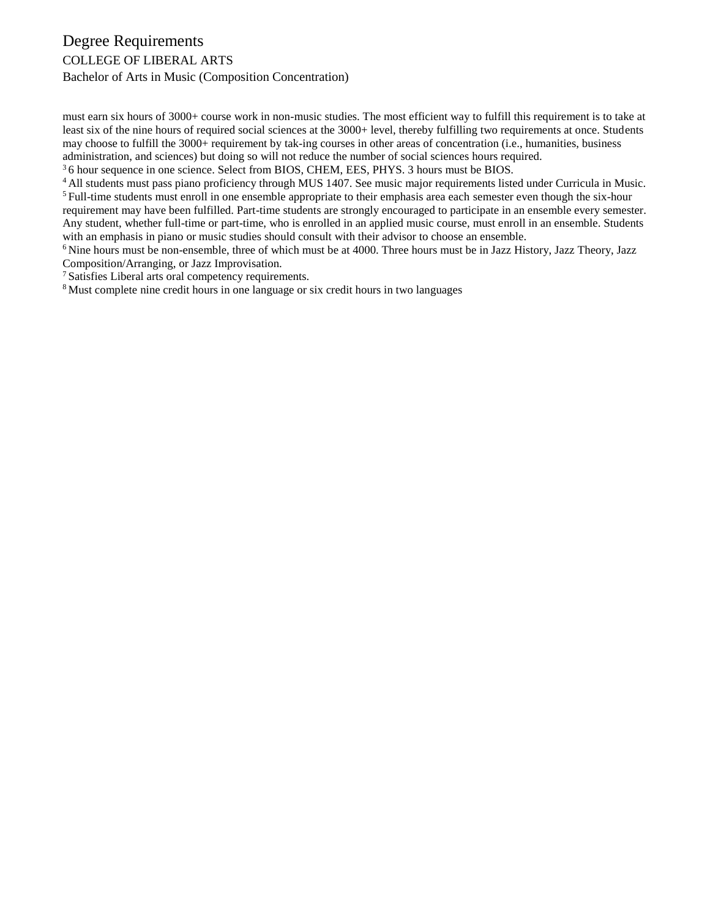must earn six hours of 3000+ course work in non-music studies. The most efficient way to fulfill this requirement is to take at least six of the nine hours of required social sciences at the 3000+ level, thereby fulfilling two requirements at once. Students may choose to fulfill the 3000+ requirement by tak-ing courses in other areas of concentration (i.e., humanities, business administration, and sciences) but doing so will not reduce the number of social sciences hours required.

[3] 6 hour sequence in one science. Select from BIOS, CHEM, EES, PHYS. 3 hours must be BIOS.

[4] All students must pass piano proficiency through MUS 1407. See music major requirements listed under Curricula in Music.

[5] Full-time students must enroll in one ensemble appropriate to their emphasis area each semester even though the six-hour requirement may have been fulfilled. Part-time students are strongly encouraged to participate in an ensemble every semester. Any student, whether full-time or part-time, who is enrolled in an applied music course, must enroll in an ensemble. Students with an emphasis in piano or music studies should consult with their advisor to choose an ensemble.

[6] Nine hours must be non-ensemble, three of which must be at 4000. Three hours must be in Jazz History, Jazz Theory, Jazz Composition/Arranging, or Jazz Improvisation.

[7] Satisfies Liberal arts oral competency requirements.

[8] Must complete nine credit hours in one language or six credit hours in two languages